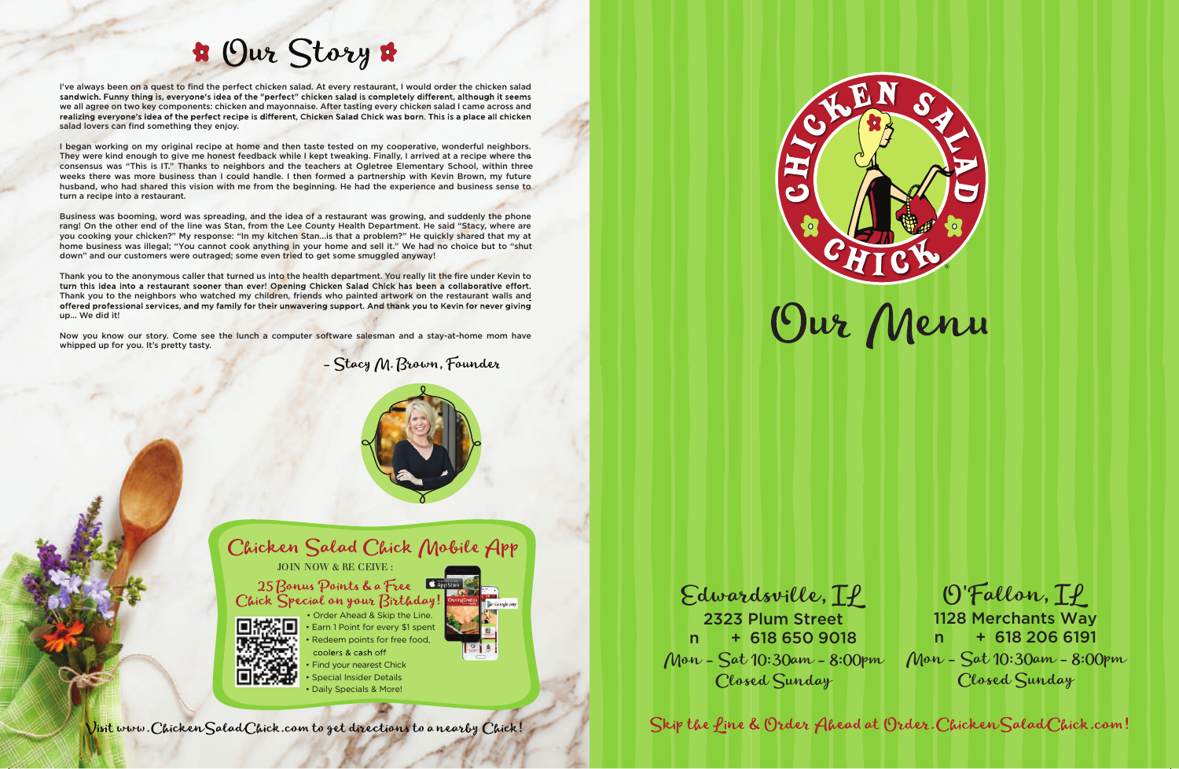# Our Story

I've always been on a quest to find the perfect chicken salad. At every restaurant, I would order the chicken salad sandwich. Funny thing is, everyone's idea of the "perfect" chicken salad is completely different, although it seems we all agree on two key components: chicken and mayonnaise. After tasting every chicken salad I came across and realizing everyone's idea of the perfect recipe is different, Chicken Salad Chick was born. This is a place all chicken salad lovers can find something they enjoy.

I began working on my original recipe at home and then taste tested on my cooperative, wonderful neighbors. They were kind enough to give me honest feedback while I kept tweaking. Finally, I arrived at a recipe where the consensus was "This is IT." Thanks to neighbors and the teachers at Ogletree Elementary School, within three weeks there was more business than I could handle. I then formed a partnership with Kevin Brown, my future husband, who had shared this vision with me from the beginning. He had the experience and business sense to turn a recipe into a restaurant.

Business was booming, word was spreading, and the idea of a restaurant was growing, and suddenly the phone rang! On the other end of the line was Stan, from the Lee County Health Department. He said "Stacy, where are you cooking your chicken?" My response: "In my kitchen Stan...is that a problem?" He quickly shared that my at home business was illegal; "You cannot cook anything in your home and sell it." We had no choice but to "shut down" and our customers were outraged; some even tried to get some smuggled anyway!

Thank you to the anonymous caller that turned us into the health department. You really lit the fire under Kevin to turn this idea into a restaurant sooner than ever! Opening Chicken Salad Chick has been a collaborative effort. Thank you to the neighbors who watched my children, friends who painted artwork on the restaurant walls and offered professional services, and my family for their unwavering support. And thank you to Kevin for never giving up... We did it!

Now you know our story. Come see the lunch a computer software salesman and a stay-at-home mom have whipped up for you. It's pretty tasty.

*- Stacy M. Brown, Founder*

## Chicken Salad Chick Mobile App

JOIN NOW & RECEIVE:

**25 Bonus Points & a Free Chick Special on your Birthday!**

- Order Ahead & Skip the Line.
- Earn 1 Point for every $1 spent
- Redeem points for free food, coolers & cash off
- Find your nearest Chick
- Special Insider Details
- Daily Specials & More!

Visit www.ChickenSaladChick.com to get directions to a nearby Chick!

# Chicken Salad Chick

# Our Menu

## Edwardsville, IL

2323 Plum Street
+ 618 650 9018
Mon - Sat 10:30am - 8:00pm
Closed Sunday

## O'Fallon, IL

1128 Merchants Way
+ 618 206 6191
Mon - Sat 10:30am - 8:00pm
Closed Sunday

Skip the Line & Order Ahead at Order.ChickenSaladChick.com!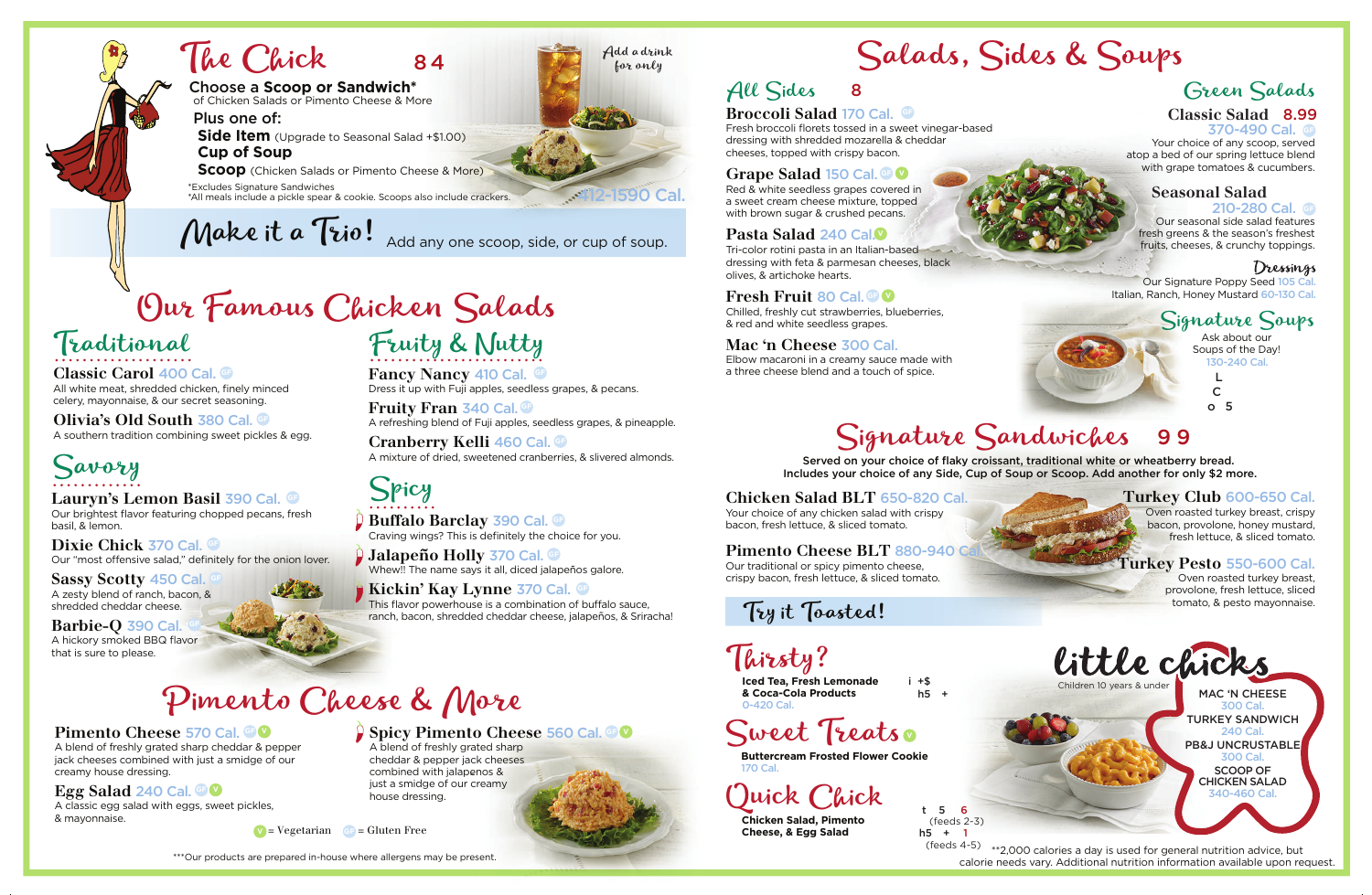# The Chick 8 4

Choose a **Scoop or Sandwich*** of Chicken Salads or Pimento Cheese & More

Plus one of:

**Side Item** (Upgrade to Seasonal Salad +$1.00)
**Cup of Soup**
**Scoop** (Chicken Salads or Pimento Cheese & More)

*Excludes Signature Sandwiches
*All meals include a pickle spear & cookie. Scoops also include crackers.

412-1590 Cal.

Add a drink for only

## Make it a Trio!

Add any one scoop, side, or cup of soup.

# Our Famous Chicken Salads

## Traditional

**Classic Carol** 400 Cal. GF
All white meat, shredded chicken, finely minced celery, mayonnaise, & our secret seasoning.

**Olivia's Old South** 380 Cal. GF
A southern tradition combining sweet pickles & egg.

## Savory

**Lauryn's Lemon Basil** 390 Cal. GF
Our brightest flavor featuring chopped pecans, fresh basil, & lemon.

**Dixie Chick** 370 Cal. GF
Our "most offensive salad," definitely for the onion lover.

**Sassy Scotty** 450 Cal. GF
A zesty blend of ranch, bacon, & shredded cheddar cheese.

**Barbie-Q** 390 Cal. GF
A hickory smoked BBQ flavor that is sure to please.

## Fruity & Nutty

**Fancy Nancy** 410 Cal. GF
Dress it up with Fuji apples, seedless grapes, & pecans.

**Fruity Fran** 340 Cal. GF
A refreshing blend of Fuji apples, seedless grapes, & pineapple.

**Cranberry Kelli** 460 Cal. GF
A mixture of dried, sweetened cranberries, & slivered almonds.

## Spicy

**Buffalo Barclay** 390 Cal. GF
Craving wings? This is definitely the choice for you.

**Jalapeño Holly** 370 Cal. GF
Whew!! The name says it all, diced jalapeños galore.

**Kickin' Kay Lynne** 370 Cal. GF
This flavor powerhouse is a combination of buffalo sauce, ranch, bacon, shredded cheddar cheese, jalapeños, & Sriracha!

# Pimento Cheese & More

**Pimento Cheese** 570 Cal. GF V
A blend of freshly grated sharp cheddar & pepper jack cheeses combined with just a smidge of our creamy house dressing.

**Egg Salad** 240 Cal. GF V
A classic egg salad with eggs, sweet pickles, & mayonnaise.

**Spicy Pimento Cheese** 560 Cal. GF V
A blend of freshly grated sharp cheddar & pepper jack cheeses combined with jalapenos & just a smidge of our creamy house dressing.

V = Vegetarian GF = Gluten Free

***Our products are prepared in-house where allergens may be present.

# Salads, Sides & Soups

## All Sides 8

**Broccoli Salad** 170 Cal. GF
Fresh broccoli florets tossed in a sweet vinegar-based dressing with shredded mozarella & cheddar cheeses, topped with crispy bacon.

**Grape Salad** 150 Cal. GF V
Red & white seedless grapes covered in a sweet cream cheese mixture, topped with brown sugar & crushed pecans.

**Pasta Salad** 240 Cal. V
Tri-color rotini pasta in an Italian-based dressing with feta & parmesan cheeses, black olives, & artichoke hearts.

**Fresh Fruit** 80 Cal. GF V
Chilled, freshly cut strawberries, blueberries, & red and white seedless grapes.

**Mac 'n Cheese** 300 Cal.
Elbow macaroni in a creamy sauce made with a three cheese blend and a touch of spice.

## Green Salads

**Classic Salad** 8.99
370-490 Cal. GF
Your choice of any scoop, served atop a bed of our spring lettuce blend with grape tomatoes & cucumbers.

**Seasonal Salad**
210-280 Cal. GF
Our seasonal side salad features fresh greens & the season's freshest fruits, cheeses, & crunchy toppings.

### Dressings

Our Signature Poppy Seed 105 Cal.
Italian, Ranch, Honey Mustard 60-130 Cal.

## Signature Soups

Ask about our Soups of the Day!
130-240 Cal.

L
C
o 5

# Signature Sandwiches 9 9

Served on your choice of flaky croissant, traditional white or wheatberry bread.
Includes your choice of any Side, Cup of Soup or Scoop. Add another for only $2 more.

**Chicken Salad BLT** 650-820 Cal.
Your choice of any chicken salad with crispy bacon, fresh lettuce, & sliced tomato.

**Pimento Cheese BLT** 880-940 Cal.
Our traditional or spicy pimento cheese, crispy bacon, fresh lettuce, & sliced tomato.

**Turkey Club** 600-650 Cal.
Oven roasted turkey breast, crispy bacon, provolone, honey mustard, fresh lettuce, & sliced tomato.

**Turkey Pesto** 550-600 Cal.
Oven roasted turkey breast, provolone, fresh lettuce, sliced tomato, & pesto mayonnaise.

## Try it Toasted!

## Thirsty?

Iced Tea, Fresh Lemonade & Coca-Cola Products i +$
0-420 Cal. h5 +

## Sweet Treats V

Buttercream Frosted Flower Cookie
170 Cal.

## Quick Chick

Chicken Salad, Pimento Cheese, & Egg Salad

t 5 6 (feeds 2-3)
h5 + 1 (feeds 4-5)

## little chicks

Children 10 years & under

MAC 'N CHEESE
300 Cal.
TURKEY SANDWICH
240 Cal.
PB&J UNCRUSTABLE
300 Cal.
SCOOP OF CHICKEN SALAD
340-460 Cal.

**2,000 calories a day is used for general nutrition advice, but calorie needs vary. Additional nutrition information available upon request.